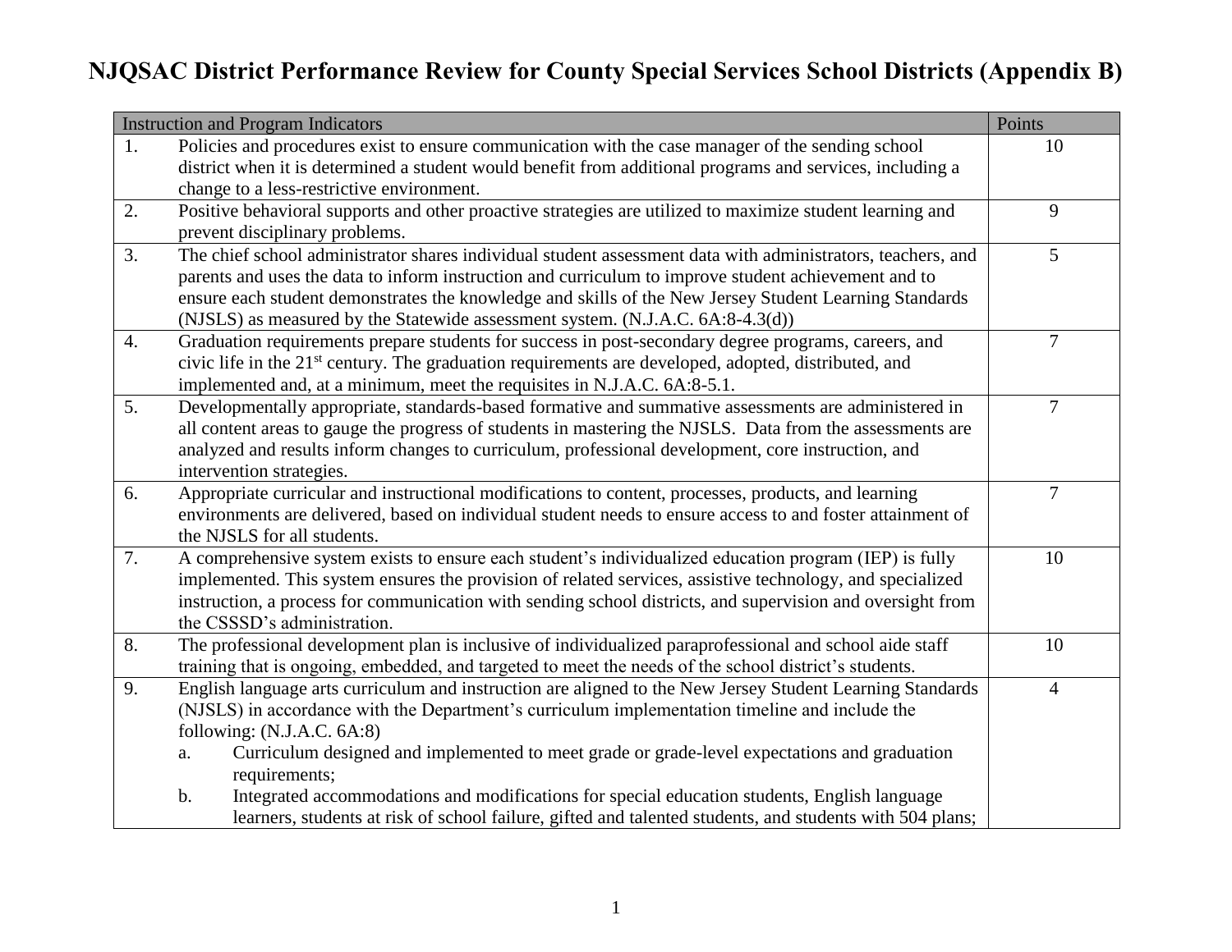# NJQSAC District Performance Review for County Special Services School Districts (Appendix B)

| Instruction and Program Indicators | | Points |
|---|---|---|
| 1. | Policies and procedures exist to ensure communication with the case manager of the sending school district when it is determined a student would benefit from additional programs and services, including a change to a less-restrictive environment. | 10 |
| 2. | Positive behavioral supports and other proactive strategies are utilized to maximize student learning and prevent disciplinary problems. | 9 |
| 3. | The chief school administrator shares individual student assessment data with administrators, teachers, and parents and uses the data to inform instruction and curriculum to improve student achievement and to ensure each student demonstrates the knowledge and skills of the New Jersey Student Learning Standards (NJSLS) as measured by the Statewide assessment system. (N.J.A.C. 6A:8-4.3(d)) | 5 |
| 4. | Graduation requirements prepare students for success in post-secondary degree programs, careers, and civic life in the 21st century. The graduation requirements are developed, adopted, distributed, and implemented and, at a minimum, meet the requisites in N.J.A.C. 6A:8-5.1. | 7 |
| 5. | Developmentally appropriate, standards-based formative and summative assessments are administered in all content areas to gauge the progress of students in mastering the NJSLS. Data from the assessments are analyzed and results inform changes to curriculum, professional development, core instruction, and intervention strategies. | 7 |
| 6. | Appropriate curricular and instructional modifications to content, processes, products, and learning environments are delivered, based on individual student needs to ensure access to and foster attainment of the NJSLS for all students. | 7 |
| 7. | A comprehensive system exists to ensure each student's individualized education program (IEP) is fully implemented. This system ensures the provision of related services, assistive technology, and specialized instruction, a process for communication with sending school districts, and supervision and oversight from the CSSSD's administration. | 10 |
| 8. | The professional development plan is inclusive of individualized paraprofessional and school aide staff training that is ongoing, embedded, and targeted to meet the needs of the school district's students. | 10 |
| 9. | English language arts curriculum and instruction are aligned to the New Jersey Student Learning Standards (NJSLS) in accordance with the Department's curriculum implementation timeline and include the following: (N.J.A.C. 6A:8)<br>a. Curriculum designed and implemented to meet grade or grade-level expectations and graduation requirements;<br>b. Integrated accommodations and modifications for special education students, English language learners, students at risk of school failure, gifted and talented students, and students with 504 plans; | 4 |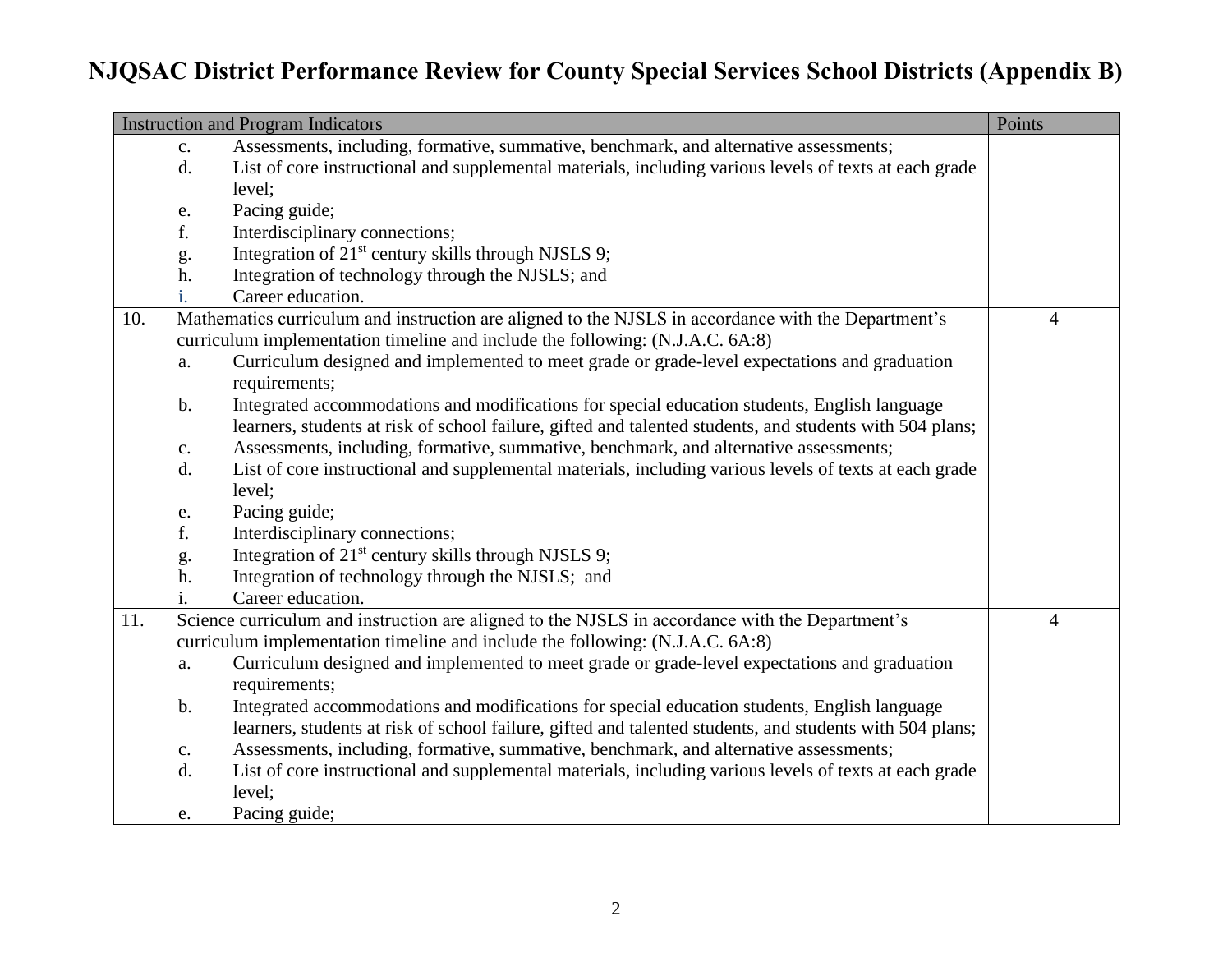# NJQSAC District Performance Review for County Special Services School Districts (Appendix B)

| Instruction and Program Indicators | Points |
|---|---|
| c. Assessments, including, formative, summative, benchmark, and alternative assessments;<br>d. List of core instructional and supplemental materials, including various levels of texts at each grade level;<br>e. Pacing guide;<br>f. Interdisciplinary connections;<br>g. Integration of 21st century skills through NJSLS 9;<br>h. Integration of technology through the NJSLS; and<br>i. Career education. | |
| 10. Mathematics curriculum and instruction are aligned to the NJSLS in accordance with the Department's curriculum implementation timeline and include the following: (N.J.A.C. 6A:8)<br>a. Curriculum designed and implemented to meet grade or grade-level expectations and graduation requirements;<br>b. Integrated accommodations and modifications for special education students, English language learners, students at risk of school failure, gifted and talented students, and students with 504 plans;<br>c. Assessments, including, formative, summative, benchmark, and alternative assessments;<br>d. List of core instructional and supplemental materials, including various levels of texts at each grade level;<br>e. Pacing guide;<br>f. Interdisciplinary connections;<br>g. Integration of 21st century skills through NJSLS 9;<br>h. Integration of technology through the NJSLS; and<br>i. Career education. | 4 |
| 11. Science curriculum and instruction are aligned to the NJSLS in accordance with the Department's curriculum implementation timeline and include the following: (N.J.A.C. 6A:8)<br>a. Curriculum designed and implemented to meet grade or grade-level expectations and graduation requirements;<br>b. Integrated accommodations and modifications for special education students, English language learners, students at risk of school failure, gifted and talented students, and students with 504 plans;<br>c. Assessments, including, formative, summative, benchmark, and alternative assessments;<br>d. List of core instructional and supplemental materials, including various levels of texts at each grade level;<br>e. Pacing guide; | 4 |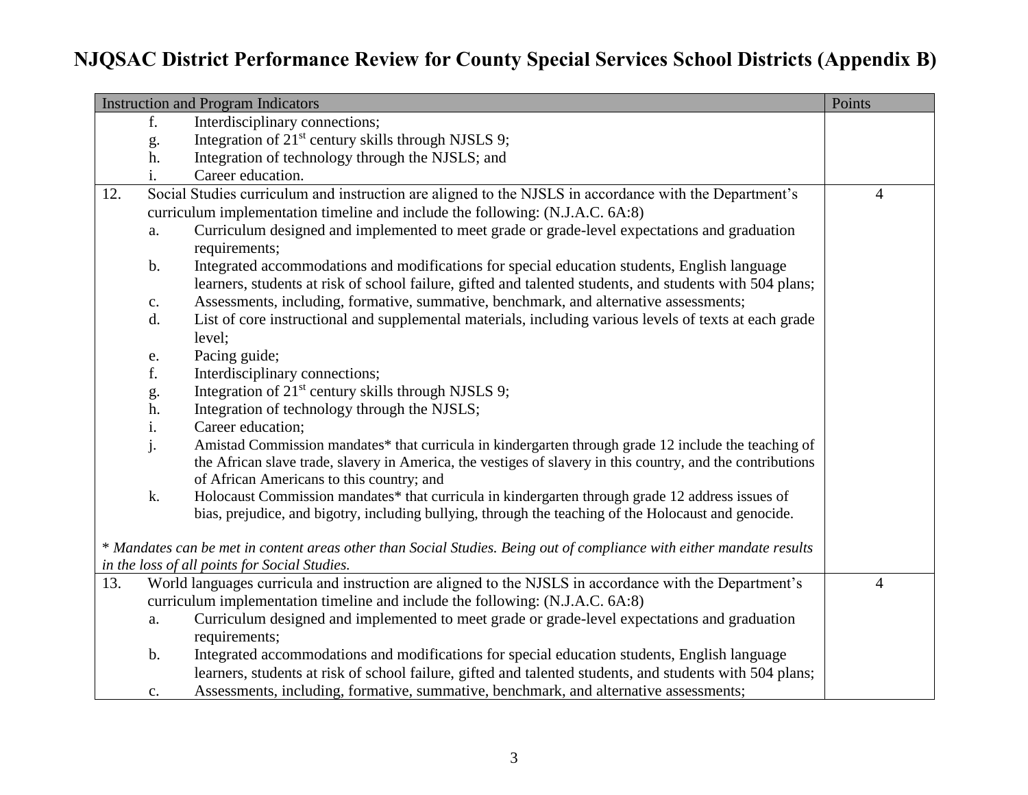# NJQSAC District Performance Review for County Special Services School Districts (Appendix B)

| Instruction and Program Indicators | Points |
|---|---|
| f. Interdisciplinary connections;<br>g. Integration of 21st century skills through NJSLS 9;<br>h. Integration of technology through the NJSLS; and<br>i. Career education. | |
| 12. Social Studies curriculum and instruction are aligned to the NJSLS in accordance with the Department's curriculum implementation timeline and include the following: (N.J.A.C. 6A:8)<br>a. Curriculum designed and implemented to meet grade or grade-level expectations and graduation requirements;<br>b. Integrated accommodations and modifications for special education students, English language learners, students at risk of school failure, gifted and talented students, and students with 504 plans;<br>c. Assessments, including, formative, summative, benchmark, and alternative assessments;<br>d. List of core instructional and supplemental materials, including various levels of texts at each grade level;<br>e. Pacing guide;<br>f. Interdisciplinary connections;<br>g. Integration of 21st century skills through NJSLS 9;<br>h. Integration of technology through the NJSLS;<br>i. Career education;<br>j. Amistad Commission mandates* that curricula in kindergarten through grade 12 include the teaching of the African slave trade, slavery in America, the vestiges of slavery in this country, and the contributions of African Americans to this country; and<br>k. Holocaust Commission mandates* that curricula in kindergarten through grade 12 address issues of bias, prejudice, and bigotry, including bullying, through the teaching of the Holocaust and genocide.<br><br>*\* Mandates can be met in content areas other than Social Studies. Being out of compliance with either mandate results in the loss of all points for Social Studies.* | 4 |
| 13. World languages curricula and instruction are aligned to the NJSLS in accordance with the Department's curriculum implementation timeline and include the following: (N.J.A.C. 6A:8)<br>a. Curriculum designed and implemented to meet grade or grade-level expectations and graduation requirements;<br>b. Integrated accommodations and modifications for special education students, English language learners, students at risk of school failure, gifted and talented students, and students with 504 plans;<br>c. Assessments, including, formative, summative, benchmark, and alternative assessments; | 4 |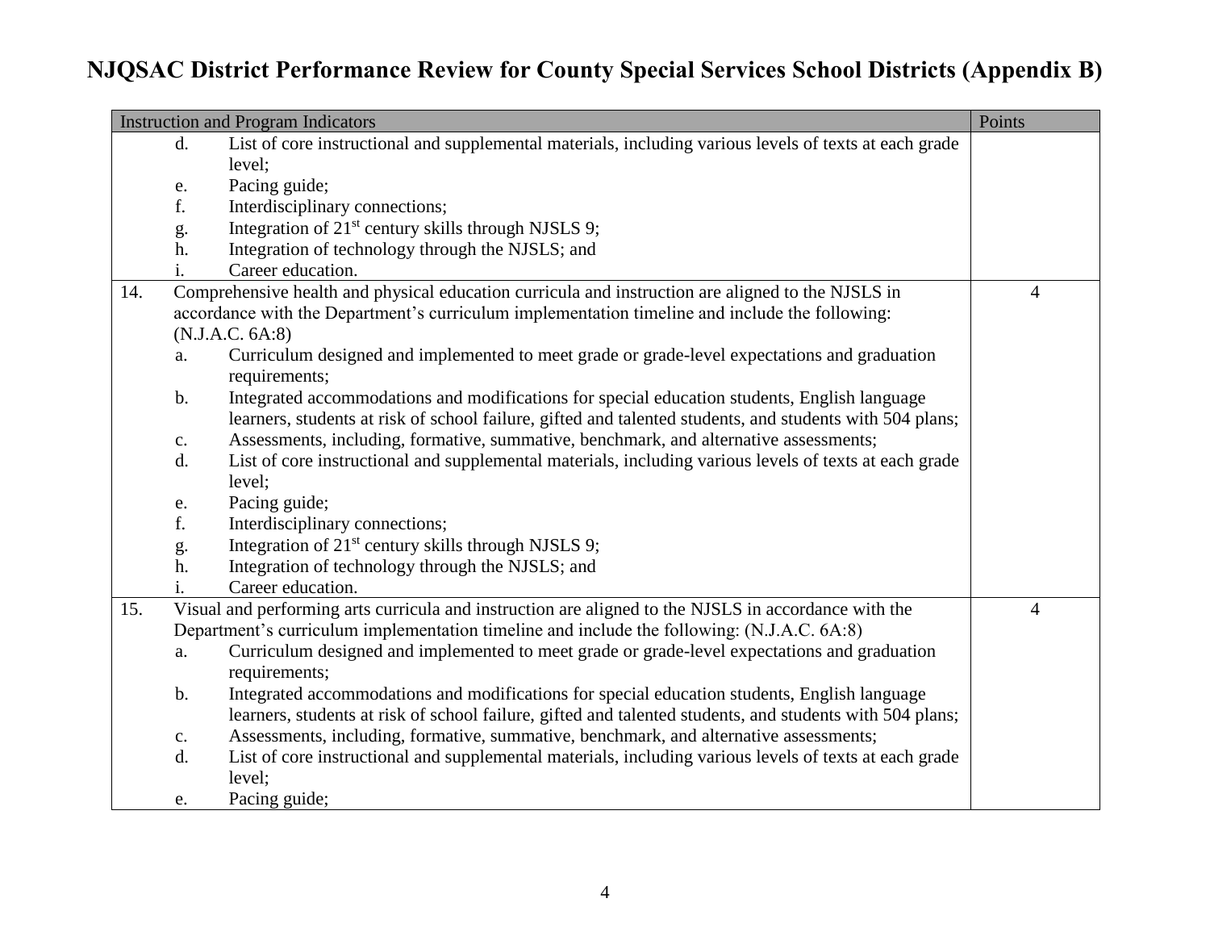# NJQSAC District Performance Review for County Special Services School Districts (Appendix B)

| Instruction and Program Indicators | Points |
|---|---|
| d. List of core instructional and supplemental materials, including various levels of texts at each grade level;<br>e. Pacing guide;<br>f. Interdisciplinary connections;<br>g. Integration of 21st century skills through NJSLS 9;<br>h. Integration of technology through the NJSLS; and<br>i. Career education. | |
| 14. Comprehensive health and physical education curricula and instruction are aligned to the NJSLS in accordance with the Department's curriculum implementation timeline and include the following: (N.J.A.C. 6A:8)<br>a. Curriculum designed and implemented to meet grade or grade-level expectations and graduation requirements;<br>b. Integrated accommodations and modifications for special education students, English language learners, students at risk of school failure, gifted and talented students, and students with 504 plans;<br>c. Assessments, including, formative, summative, benchmark, and alternative assessments;<br>d. List of core instructional and supplemental materials, including various levels of texts at each grade level;<br>e. Pacing guide;<br>f. Interdisciplinary connections;<br>g. Integration of 21st century skills through NJSLS 9;<br>h. Integration of technology through the NJSLS; and<br>i. Career education. | 4 |
| 15. Visual and performing arts curricula and instruction are aligned to the NJSLS in accordance with the Department's curriculum implementation timeline and include the following: (N.J.A.C. 6A:8)<br>a. Curriculum designed and implemented to meet grade or grade-level expectations and graduation requirements;<br>b. Integrated accommodations and modifications for special education students, English language learners, students at risk of school failure, gifted and talented students, and students with 504 plans;<br>c. Assessments, including, formative, summative, benchmark, and alternative assessments;<br>d. List of core instructional and supplemental materials, including various levels of texts at each grade level;<br>e. Pacing guide; | 4 |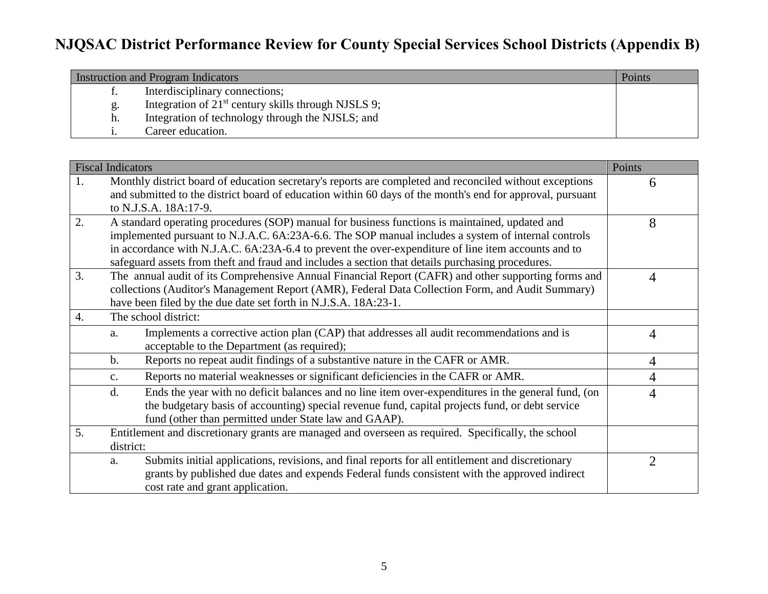# NJQSAC District Performance Review for County Special Services School Districts (Appendix B)

| Instruction and Program Indicators | Points |
|---|---|
| f. Interdisciplinary connections;<br>g. Integration of 21st century skills through NJSLS 9;<br>h. Integration of technology through the NJSLS; and<br>i. Career education. | |

| Fiscal Indicators | Points |
|---|---|
| 1. Monthly district board of education secretary's reports are completed and reconciled without exceptions and submitted to the district board of education within 60 days of the month's end for approval, pursuant to N.J.S.A. 18A:17-9. | 6 |
| 2. A standard operating procedures (SOP) manual for business functions is maintained, updated and implemented pursuant to N.J.A.C. 6A:23A-6.6. The SOP manual includes a system of internal controls in accordance with N.J.A.C. 6A:23A-6.4 to prevent the over-expenditure of line item accounts and to safeguard assets from theft and fraud and includes a section that details purchasing procedures. | 8 |
| 3. The annual audit of its Comprehensive Annual Financial Report (CAFR) and other supporting forms and collections (Auditor's Management Report (AMR), Federal Data Collection Form, and Audit Summary) have been filed by the due date set forth in N.J.S.A. 18A:23-1. | 4 |
| 4. The school district: | |
| a. Implements a corrective action plan (CAP) that addresses all audit recommendations and is acceptable to the Department (as required); | 4 |
| b. Reports no repeat audit findings of a substantive nature in the CAFR or AMR. | 4 |
| c. Reports no material weaknesses or significant deficiencies in the CAFR or AMR. | 4 |
| d. Ends the year with no deficit balances and no line item over-expenditures in the general fund, (on the budgetary basis of accounting) special revenue fund, capital projects fund, or debt service fund (other than permitted under State law and GAAP). | 4 |
| 5. Entitlement and discretionary grants are managed and overseen as required. Specifically, the school district: | |
| a. Submits initial applications, revisions, and final reports for all entitlement and discretionary grants by published due dates and expends Federal funds consistent with the approved indirect cost rate and grant application. | 2 |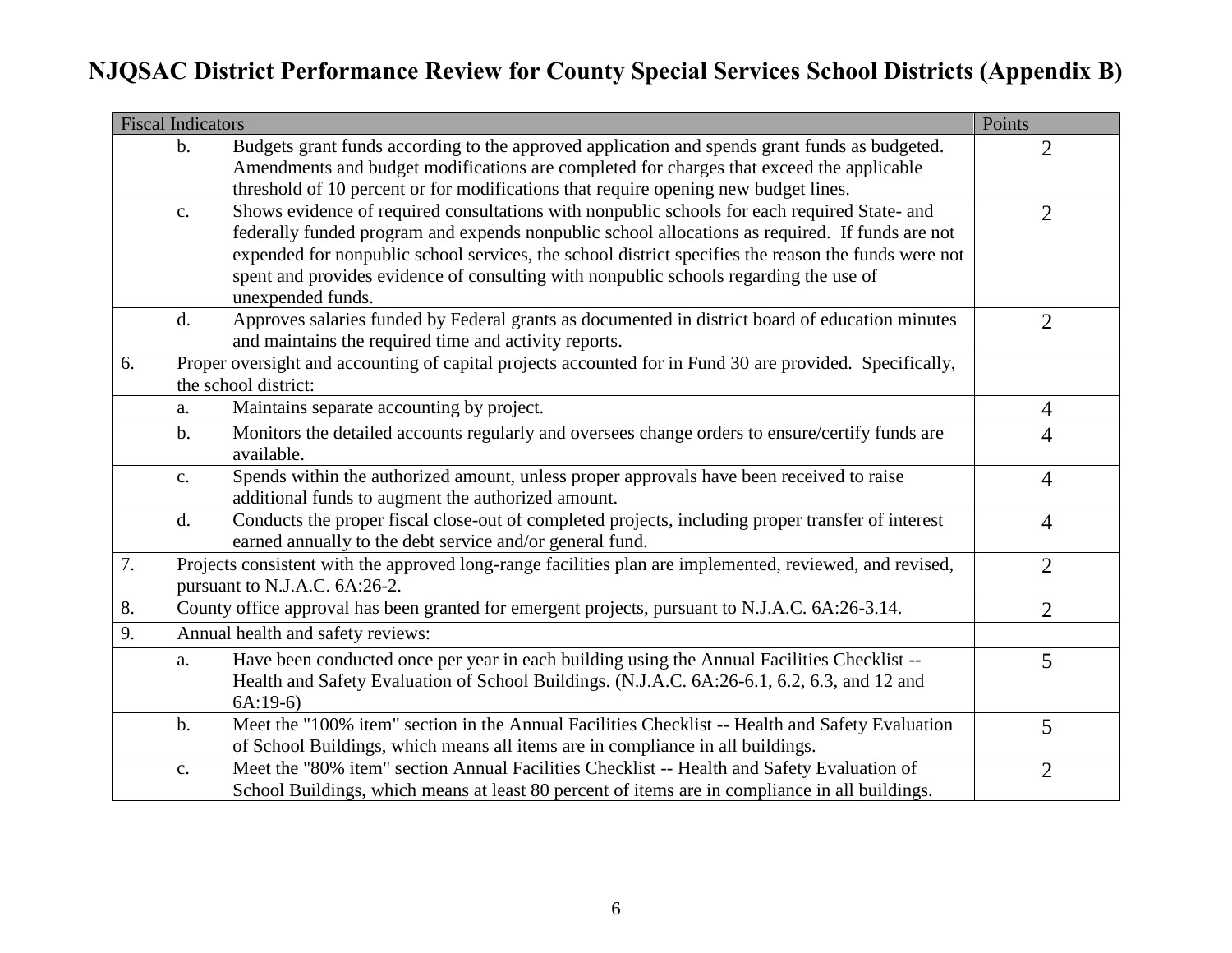# NJQSAC District Performance Review for County Special Services School Districts (Appendix B)

| Fiscal Indicators | | Points |
|---|---|---|
| | b. Budgets grant funds according to the approved application and spends grant funds as budgeted. Amendments and budget modifications are completed for charges that exceed the applicable threshold of 10 percent or for modifications that require opening new budget lines. | 2 |
| | c. Shows evidence of required consultations with nonpublic schools for each required State- and federally funded program and expends nonpublic school allocations as required. If funds are not expended for nonpublic school services, the school district specifies the reason the funds were not spent and provides evidence of consulting with nonpublic schools regarding the use of unexpended funds. | 2 |
| | d. Approves salaries funded by Federal grants as documented in district board of education minutes and maintains the required time and activity reports. | 2 |
| 6. | Proper oversight and accounting of capital projects accounted for in Fund 30 are provided. Specifically, the school district: | |
| | a. Maintains separate accounting by project. | 4 |
| | b. Monitors the detailed accounts regularly and oversees change orders to ensure/certify funds are available. | 4 |
| | c. Spends within the authorized amount, unless proper approvals have been received to raise additional funds to augment the authorized amount. | 4 |
| | d. Conducts the proper fiscal close-out of completed projects, including proper transfer of interest earned annually to the debt service and/or general fund. | 4 |
| 7. | Projects consistent with the approved long-range facilities plan are implemented, reviewed, and revised, pursuant to N.J.A.C. 6A:26-2. | 2 |
| 8. | County office approval has been granted for emergent projects, pursuant to N.J.A.C. 6A:26-3.14. | 2 |
| 9. | Annual health and safety reviews: | |
| | a. Have been conducted once per year in each building using the Annual Facilities Checklist -- Health and Safety Evaluation of School Buildings. (N.J.A.C. 6A:26-6.1, 6.2, 6.3, and 12 and 6A:19-6) | 5 |
| | b. Meet the "100% item" section in the Annual Facilities Checklist -- Health and Safety Evaluation of School Buildings, which means all items are in compliance in all buildings. | 5 |
| | c. Meet the "80% item" section Annual Facilities Checklist -- Health and Safety Evaluation of School Buildings, which means at least 80 percent of items are in compliance in all buildings. | 2 |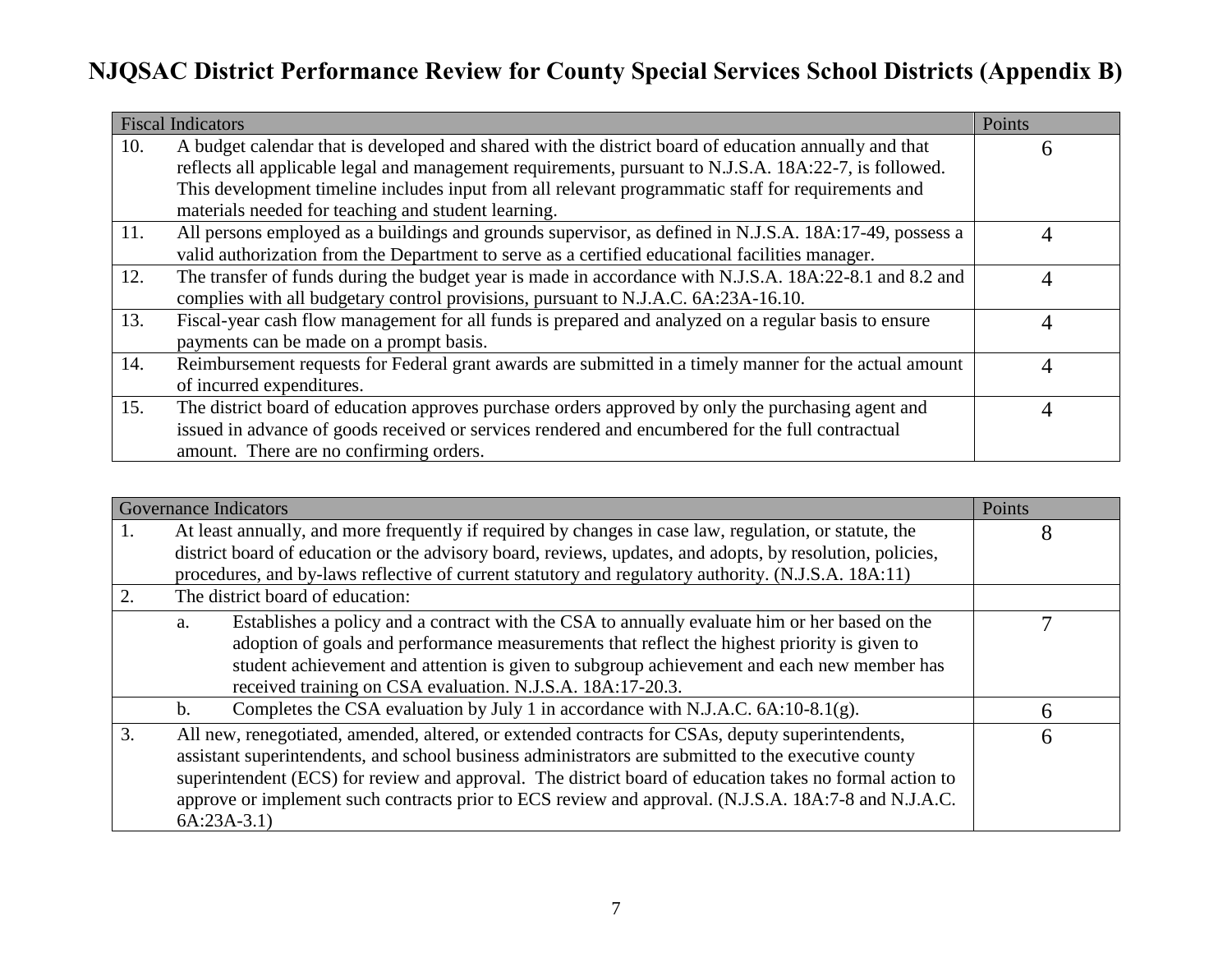# NJQSAC District Performance Review for County Special Services School Districts (Appendix B)

| Fiscal Indicators | | Points |
|---|---|---|
| 10. | A budget calendar that is developed and shared with the district board of education annually and that reflects all applicable legal and management requirements, pursuant to N.J.S.A. 18A:22-7, is followed. This development timeline includes input from all relevant programmatic staff for requirements and materials needed for teaching and student learning. | 6 |
| 11. | All persons employed as a buildings and grounds supervisor, as defined in N.J.S.A. 18A:17-49, possess a valid authorization from the Department to serve as a certified educational facilities manager. | 4 |
| 12. | The transfer of funds during the budget year is made in accordance with N.J.S.A. 18A:22-8.1 and 8.2 and complies with all budgetary control provisions, pursuant to N.J.A.C. 6A:23A-16.10. | 4 |
| 13. | Fiscal-year cash flow management for all funds is prepared and analyzed on a regular basis to ensure payments can be made on a prompt basis. | 4 |
| 14. | Reimbursement requests for Federal grant awards are submitted in a timely manner for the actual amount of incurred expenditures. | 4 |
| 15. | The district board of education approves purchase orders approved by only the purchasing agent and issued in advance of goods received or services rendered and encumbered for the full contractual amount. There are no confirming orders. | 4 |

| Governance Indicators | | Points |
|---|---|---|
| 1. | At least annually, and more frequently if required by changes in case law, regulation, or statute, the district board of education or the advisory board, reviews, updates, and adopts, by resolution, policies, procedures, and by-laws reflective of current statutory and regulatory authority. (N.J.S.A. 18A:11) | 8 |
| 2. | The district board of education: | |
| | a. Establishes a policy and a contract with the CSA to annually evaluate him or her based on the adoption of goals and performance measurements that reflect the highest priority is given to student achievement and attention is given to subgroup achievement and each new member has received training on CSA evaluation. N.J.S.A. 18A:17-20.3. | 7 |
| | b. Completes the CSA evaluation by July 1 in accordance with N.J.A.C. 6A:10-8.1(g). | 6 |
| 3. | All new, renegotiated, amended, altered, or extended contracts for CSAs, deputy superintendents, assistant superintendents, and school business administrators are submitted to the executive county superintendent (ECS) for review and approval. The district board of education takes no formal action to approve or implement such contracts prior to ECS review and approval. (N.J.S.A. 18A:7-8 and N.J.A.C. 6A:23A-3.1) | 6 |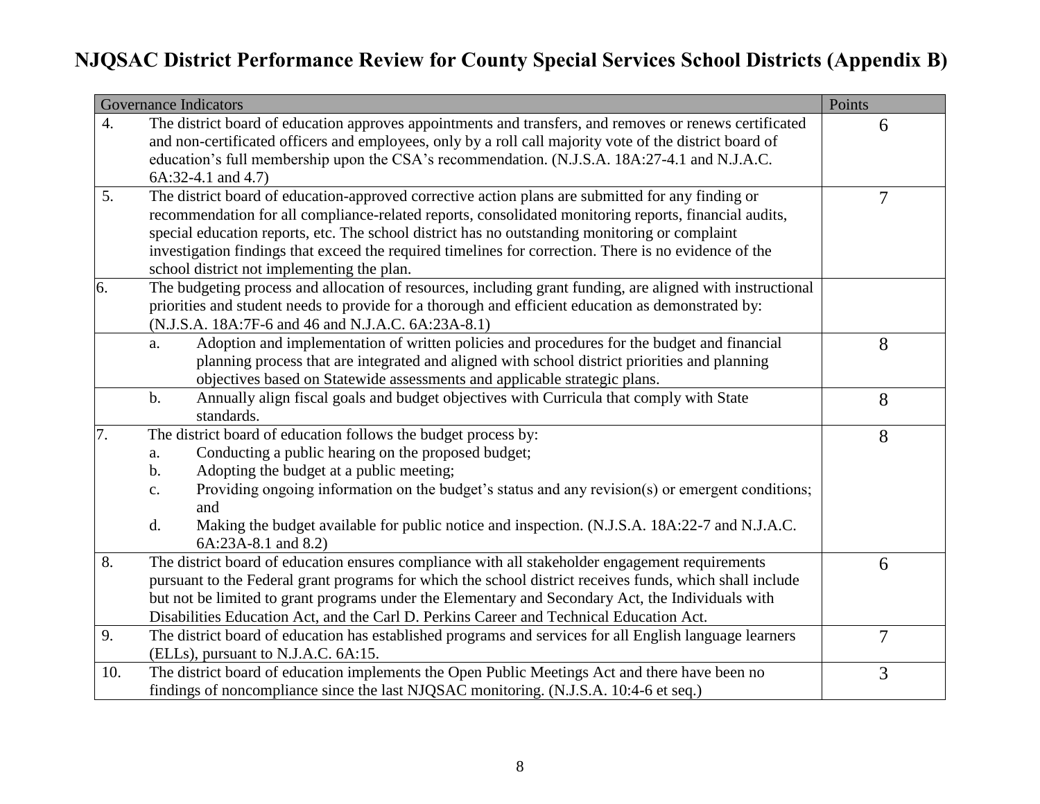# NJQSAC District Performance Review for County Special Services School Districts (Appendix B)

| Governance Indicators | | Points |
|---|---|---|
| 4. | The district board of education approves appointments and transfers, and removes or renews certificated and non-certificated officers and employees, only by a roll call majority vote of the district board of education's full membership upon the CSA's recommendation. (N.J.S.A. 18A:27-4.1 and N.J.A.C. 6A:32-4.1 and 4.7) | 6 |
| 5. | The district board of education-approved corrective action plans are submitted for any finding or recommendation for all compliance-related reports, consolidated monitoring reports, financial audits, special education reports, etc. The school district has no outstanding monitoring or complaint investigation findings that exceed the required timelines for correction. There is no evidence of the school district not implementing the plan. | 7 |
| 6. | The budgeting process and allocation of resources, including grant funding, are aligned with instructional priorities and student needs to provide for a thorough and efficient education as demonstrated by: (N.J.S.A. 18A:7F-6 and 46 and N.J.A.C. 6A:23A-8.1) | |
| | a. Adoption and implementation of written policies and procedures for the budget and financial planning process that are integrated and aligned with school district priorities and planning objectives based on Statewide assessments and applicable strategic plans. | 8 |
| | b. Annually align fiscal goals and budget objectives with Curricula that comply with State standards. | 8 |
| 7. | The district board of education follows the budget process by:<br>a. Conducting a public hearing on the proposed budget;<br>b. Adopting the budget at a public meeting;<br>c. Providing ongoing information on the budget's status and any revision(s) or emergent conditions; and<br>d. Making the budget available for public notice and inspection. (N.J.S.A. 18A:22-7 and N.J.A.C. 6A:23A-8.1 and 8.2) | 8 |
| 8. | The district board of education ensures compliance with all stakeholder engagement requirements pursuant to the Federal grant programs for which the school district receives funds, which shall include but not be limited to grant programs under the Elementary and Secondary Act, the Individuals with Disabilities Education Act, and the Carl D. Perkins Career and Technical Education Act. | 6 |
| 9. | The district board of education has established programs and services for all English language learners (ELLs), pursuant to N.J.A.C. 6A:15. | 7 |
| 10. | The district board of education implements the Open Public Meetings Act and there have been no findings of noncompliance since the last NJQSAC monitoring. (N.J.S.A. 10:4-6 et seq.) | 3 |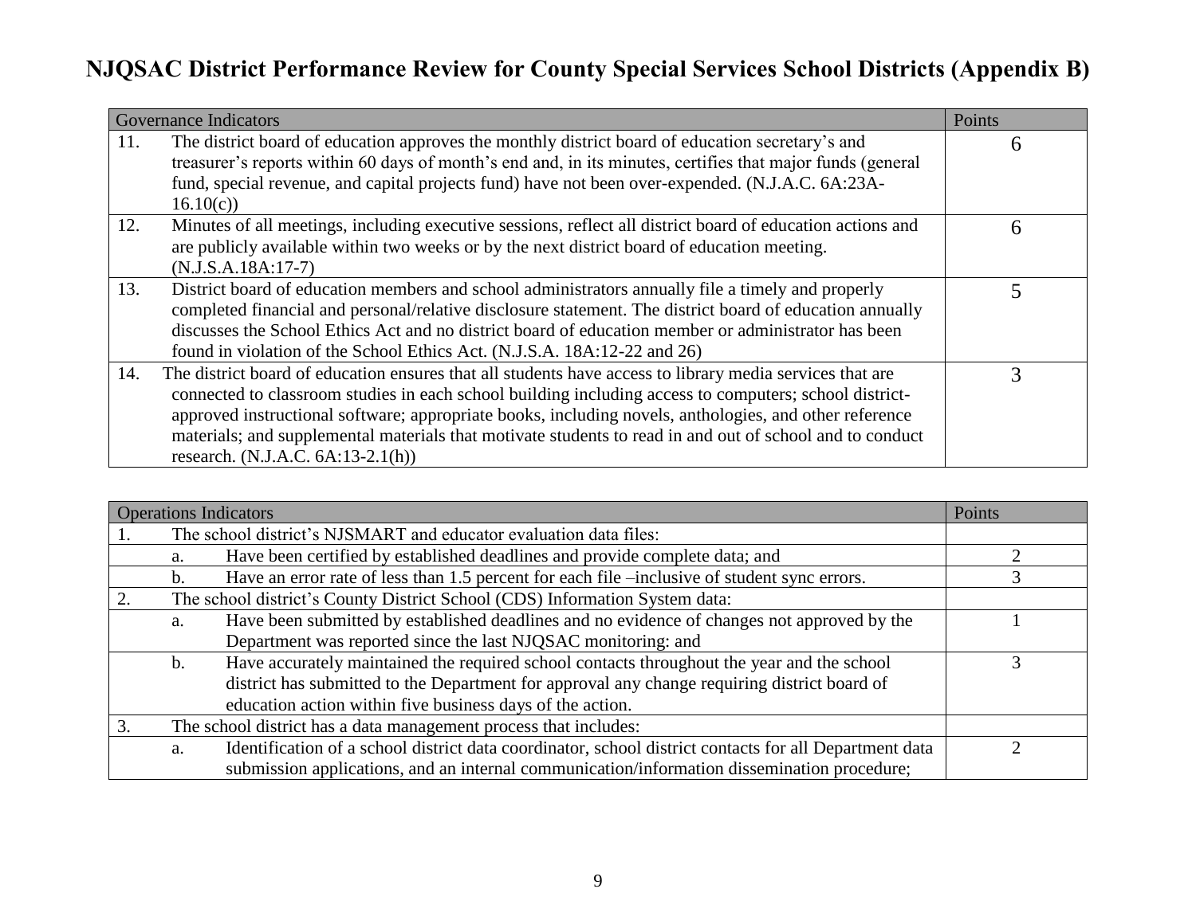# NJQSAC District Performance Review for County Special Services School Districts (Appendix B)

| Governance Indicators | Points |
|---|---|
| 11. The district board of education approves the monthly district board of education secretary's and treasurer's reports within 60 days of month's end and, in its minutes, certifies that major funds (general fund, special revenue, and capital projects fund) have not been over-expended. (N.J.A.C. 6A:23A-16.10(c)) | 6 |
| 12. Minutes of all meetings, including executive sessions, reflect all district board of education actions and are publicly available within two weeks or by the next district board of education meeting. (N.J.S.A.18A:17-7) | 6 |
| 13. District board of education members and school administrators annually file a timely and properly completed financial and personal/relative disclosure statement. The district board of education annually discusses the School Ethics Act and no district board of education member or administrator has been found in violation of the School Ethics Act. (N.J.S.A. 18A:12-22 and 26) | 5 |
| 14. The district board of education ensures that all students have access to library media services that are connected to classroom studies in each school building including access to computers; school district-approved instructional software; appropriate books, including novels, anthologies, and other reference materials; and supplemental materials that motivate students to read in and out of school and to conduct research. (N.J.A.C. 6A:13-2.1(h)) | 3 |

| Operations Indicators | Points |
|---|---|
| 1. The school district's NJSMART and educator evaluation data files: | |
| a. Have been certified by established deadlines and provide complete data; and | 2 |
| b. Have an error rate of less than 1.5 percent for each file –inclusive of student sync errors. | 3 |
| 2. The school district's County District School (CDS) Information System data: | |
| a. Have been submitted by established deadlines and no evidence of changes not approved by the Department was reported since the last NJQSAC monitoring: and | 1 |
| b. Have accurately maintained the required school contacts throughout the year and the school district has submitted to the Department for approval any change requiring district board of education action within five business days of the action. | 3 |
| 3. The school district has a data management process that includes: | |
| a. Identification of a school district data coordinator, school district contacts for all Department data submission applications, and an internal communication/information dissemination procedure; | 2 |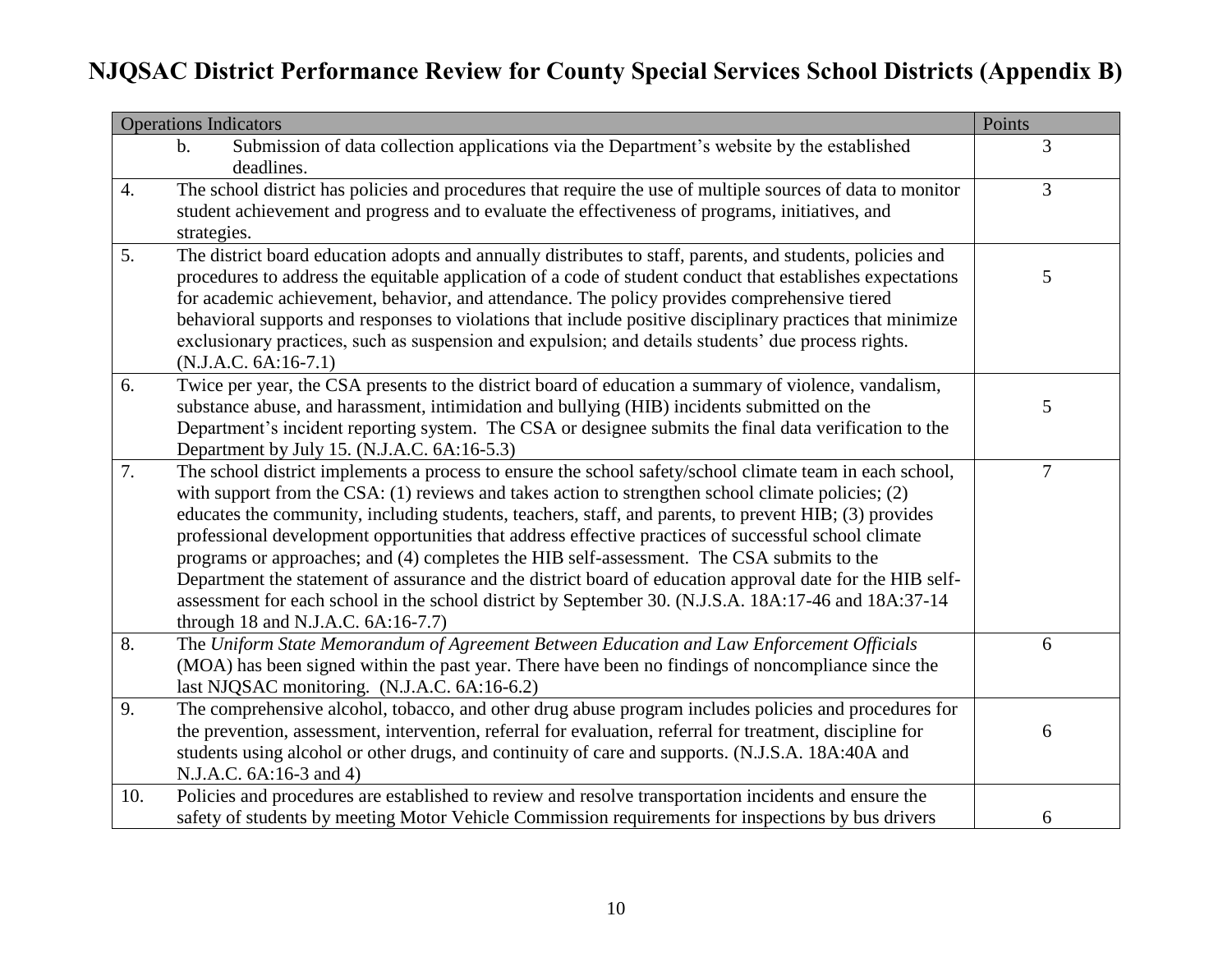# NJQSAC District Performance Review for County Special Services School Districts (Appendix B)

| Operations Indicators | | Points |
|---|---|---|
| | b. Submission of data collection applications via the Department's website by the established deadlines. | 3 |
| 4. | The school district has policies and procedures that require the use of multiple sources of data to monitor student achievement and progress and to evaluate the effectiveness of programs, initiatives, and strategies. | 3 |
| 5. | The district board education adopts and annually distributes to staff, parents, and students, policies and procedures to address the equitable application of a code of student conduct that establishes expectations for academic achievement, behavior, and attendance. The policy provides comprehensive tiered behavioral supports and responses to violations that include positive disciplinary practices that minimize exclusionary practices, such as suspension and expulsion; and details students' due process rights. (N.J.A.C. 6A:16-7.1) | 5 |
| 6. | Twice per year, the CSA presents to the district board of education a summary of violence, vandalism, substance abuse, and harassment, intimidation and bullying (HIB) incidents submitted on the Department's incident reporting system. The CSA or designee submits the final data verification to the Department by July 15. (N.J.A.C. 6A:16-5.3) | 5 |
| 7. | The school district implements a process to ensure the school safety/school climate team in each school, with support from the CSA: (1) reviews and takes action to strengthen school climate policies; (2) educates the community, including students, teachers, staff, and parents, to prevent HIB; (3) provides professional development opportunities that address effective practices of successful school climate programs or approaches; and (4) completes the HIB self-assessment. The CSA submits to the Department the statement of assurance and the district board of education approval date for the HIB self-assessment for each school in the school district by September 30. (N.J.S.A. 18A:17-46 and 18A:37-14 through 18 and N.J.A.C. 6A:16-7.7) | 7 |
| 8. | The *Uniform State Memorandum of Agreement Between Education and Law Enforcement Officials* (MOA) has been signed within the past year. There have been no findings of noncompliance since the last NJQSAC monitoring. (N.J.A.C. 6A:16-6.2) | 6 |
| 9. | The comprehensive alcohol, tobacco, and other drug abuse program includes policies and procedures for the prevention, assessment, intervention, referral for evaluation, referral for treatment, discipline for students using alcohol or other drugs, and continuity of care and supports. (N.J.S.A. 18A:40A and N.J.A.C. 6A:16-3 and 4) | 6 |
| 10. | Policies and procedures are established to review and resolve transportation incidents and ensure the safety of students by meeting Motor Vehicle Commission requirements for inspections by bus drivers | 6 |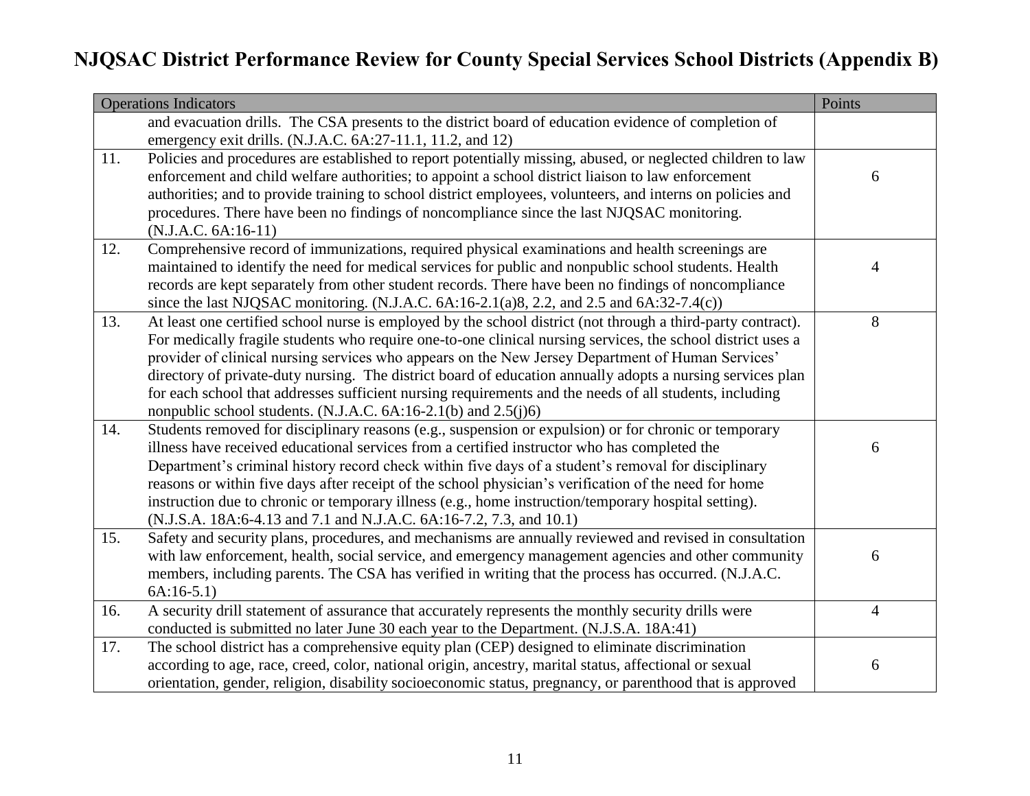# NJQSAC District Performance Review for County Special Services School Districts (Appendix B)

| | Operations Indicators | Points |
|---|---|---|
| | and evacuation drills. The CSA presents to the district board of education evidence of completion of emergency exit drills. (N.J.A.C. 6A:27-11.1, 11.2, and 12) | |
| 11. | Policies and procedures are established to report potentially missing, abused, or neglected children to law enforcement and child welfare authorities; to appoint a school district liaison to law enforcement authorities; and to provide training to school district employees, volunteers, and interns on policies and procedures. There have been no findings of noncompliance since the last NJQSAC monitoring. (N.J.A.C. 6A:16-11) | 6 |
| 12. | Comprehensive record of immunizations, required physical examinations and health screenings are maintained to identify the need for medical services for public and nonpublic school students. Health records are kept separately from other student records. There have been no findings of noncompliance since the last NJQSAC monitoring. (N.J.A.C. 6A:16-2.1(a)8, 2.2, and 2.5 and 6A:32-7.4(c)) | 4 |
| 13. | At least one certified school nurse is employed by the school district (not through a third-party contract). For medically fragile students who require one-to-one clinical nursing services, the school district uses a provider of clinical nursing services who appears on the New Jersey Department of Human Services' directory of private-duty nursing. The district board of education annually adopts a nursing services plan for each school that addresses sufficient nursing requirements and the needs of all students, including nonpublic school students. (N.J.A.C. 6A:16-2.1(b) and 2.5(j)6) | 8 |
| 14. | Students removed for disciplinary reasons (e.g., suspension or expulsion) or for chronic or temporary illness have received educational services from a certified instructor who has completed the Department's criminal history record check within five days of a student's removal for disciplinary reasons or within five days after receipt of the school physician's verification of the need for home instruction due to chronic or temporary illness (e.g., home instruction/temporary hospital setting). (N.J.S.A. 18A:6-4.13 and 7.1 and N.J.A.C. 6A:16-7.2, 7.3, and 10.1) | 6 |
| 15. | Safety and security plans, procedures, and mechanisms are annually reviewed and revised in consultation with law enforcement, health, social service, and emergency management agencies and other community members, including parents. The CSA has verified in writing that the process has occurred. (N.J.A.C. 6A:16-5.1) | 6 |
| 16. | A security drill statement of assurance that accurately represents the monthly security drills were conducted is submitted no later June 30 each year to the Department. (N.J.S.A. 18A:41) | 4 |
| 17. | The school district has a comprehensive equity plan (CEP) designed to eliminate discrimination according to age, race, creed, color, national origin, ancestry, marital status, affectional or sexual orientation, gender, religion, disability socioeconomic status, pregnancy, or parenthood that is approved | 6 |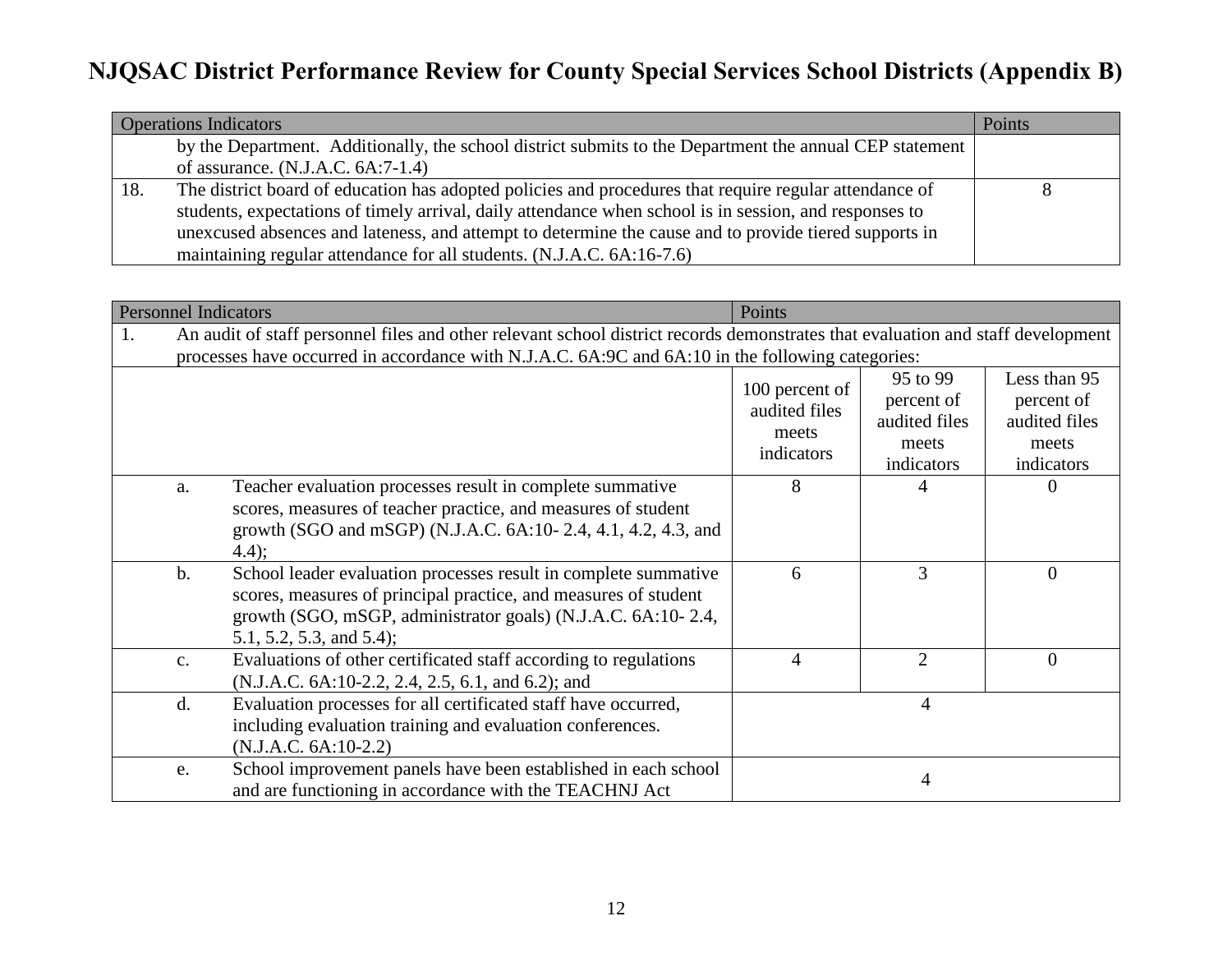# NJQSAC District Performance Review for County Special Services School Districts (Appendix B)

| Operations Indicators | | Points |
|---|---|---|
| | by the Department. Additionally, the school district submits to the Department the annual CEP statement of assurance. (N.J.A.C. 6A:7-1.4) | |
| 18. | The district board of education has adopted policies and procedures that require regular attendance of students, expectations of timely arrival, daily attendance when school is in session, and responses to unexcused absences and lateness, and attempt to determine the cause and to provide tiered supports in maintaining regular attendance for all students. (N.J.A.C. 6A:16-7.6) | 8 |

| Personnel Indicators | | Points | | |
|---|---|---|---|---|
| 1. | An audit of staff personnel files and other relevant school district records demonstrates that evaluation and staff development processes have occurred in accordance with N.J.A.C. 6A:9C and 6A:10 in the following categories: | | | |
| | | 100 percent of audited files meets indicators | 95 to 99 percent of audited files meets indicators | Less than 95 percent of audited files meets indicators |
| a. | Teacher evaluation processes result in complete summative scores, measures of teacher practice, and measures of student growth (SGO and mSGP) (N.J.A.C. 6A:10- 2.4, 4.1, 4.2, 4.3, and 4.4); | 8 | 4 | 0 |
| b. | School leader evaluation processes result in complete summative scores, measures of principal practice, and measures of student growth (SGO, mSGP, administrator goals) (N.J.A.C. 6A:10- 2.4, 5.1, 5.2, 5.3, and 5.4); | 6 | 3 | 0 |
| c. | Evaluations of other certificated staff according to regulations (N.J.A.C. 6A:10-2.2, 2.4, 2.5, 6.1, and 6.2); and | 4 | 2 | 0 |
| d. | Evaluation processes for all certificated staff have occurred, including evaluation training and evaluation conferences. (N.J.A.C. 6A:10-2.2) | 4 | | |
| e. | School improvement panels have been established in each school and are functioning in accordance with the TEACHNJ Act | 4 | | |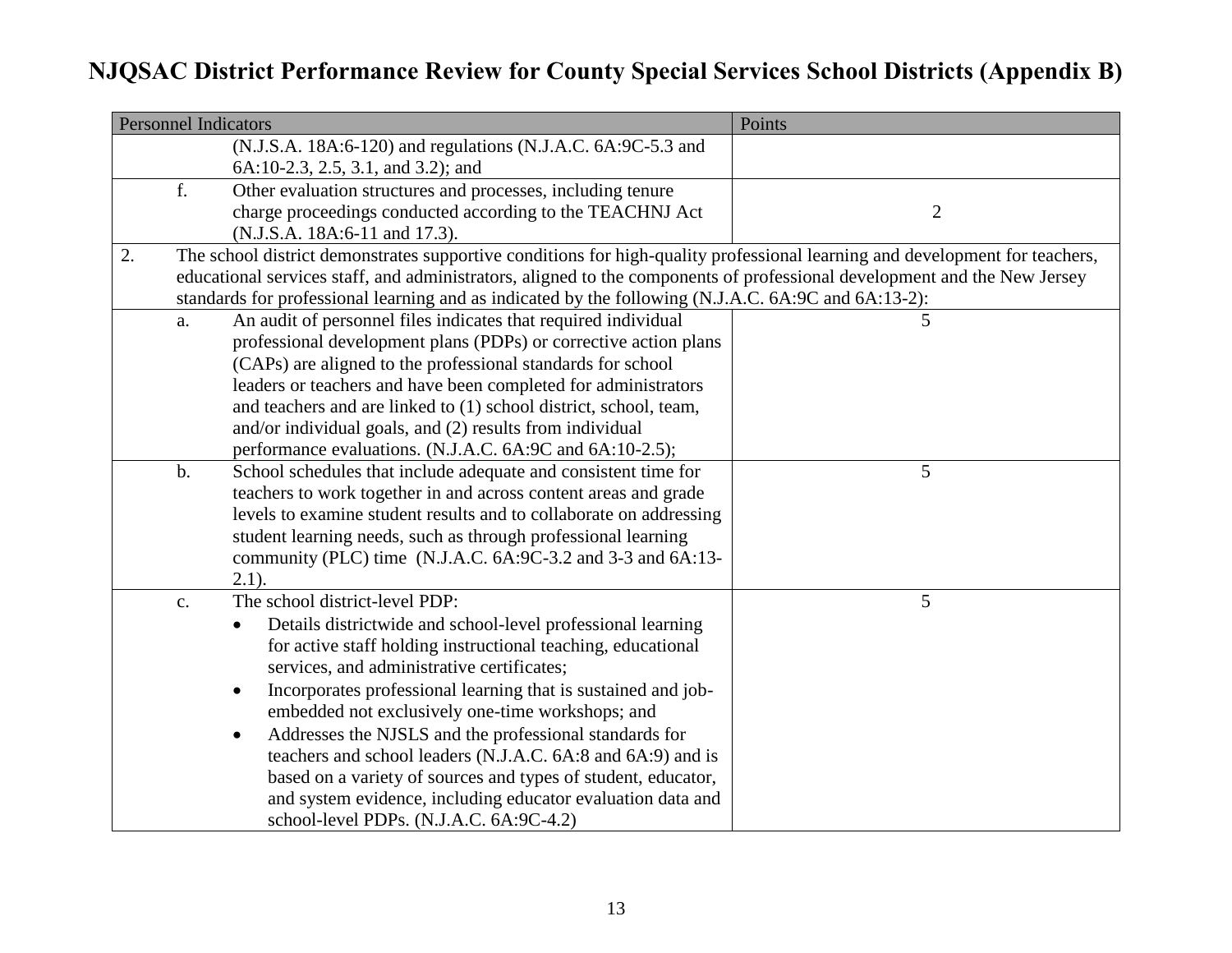# NJQSAC District Performance Review for County Special Services School Districts (Appendix B)

| Personnel Indicators | | Points |
|---|---|---|
| | (N.J.S.A. 18A:6-120) and regulations (N.J.A.C. 6A:9C-5.3 and 6A:10-2.3, 2.5, 3.1, and 3.2); and | |
| f. | Other evaluation structures and processes, including tenure charge proceedings conducted according to the TEACHNJ Act (N.J.S.A. 18A:6-11 and 17.3). | 2 |
| 2. | The school district demonstrates supportive conditions for high-quality professional learning and development for teachers, educational services staff, and administrators, aligned to the components of professional development and the New Jersey standards for professional learning and as indicated by the following (N.J.A.C. 6A:9C and 6A:13-2): | |
| a. | An audit of personnel files indicates that required individual professional development plans (PDPs) or corrective action plans (CAPs) are aligned to the professional standards for school leaders or teachers and have been completed for administrators and teachers and are linked to (1) school district, school, team, and/or individual goals, and (2) results from individual performance evaluations. (N.J.A.C. 6A:9C and 6A:10-2.5); | 5 |
| b. | School schedules that include adequate and consistent time for teachers to work together in and across content areas and grade levels to examine student results and to collaborate on addressing student learning needs, such as through professional learning community (PLC) time (N.J.A.C. 6A:9C-3.2 and 3-3 and 6A:13-2.1). | 5 |
| c. | The school district-level PDP:<br>• Details districtwide and school-level professional learning for active staff holding instructional teaching, educational services, and administrative certificates;<br>• Incorporates professional learning that is sustained and job-embedded not exclusively one-time workshops; and<br>• Addresses the NJSLS and the professional standards for teachers and school leaders (N.J.A.C. 6A:8 and 6A:9) and is based on a variety of sources and types of student, educator, and system evidence, including educator evaluation data and school-level PDPs. (N.J.A.C. 6A:9C-4.2) | 5 |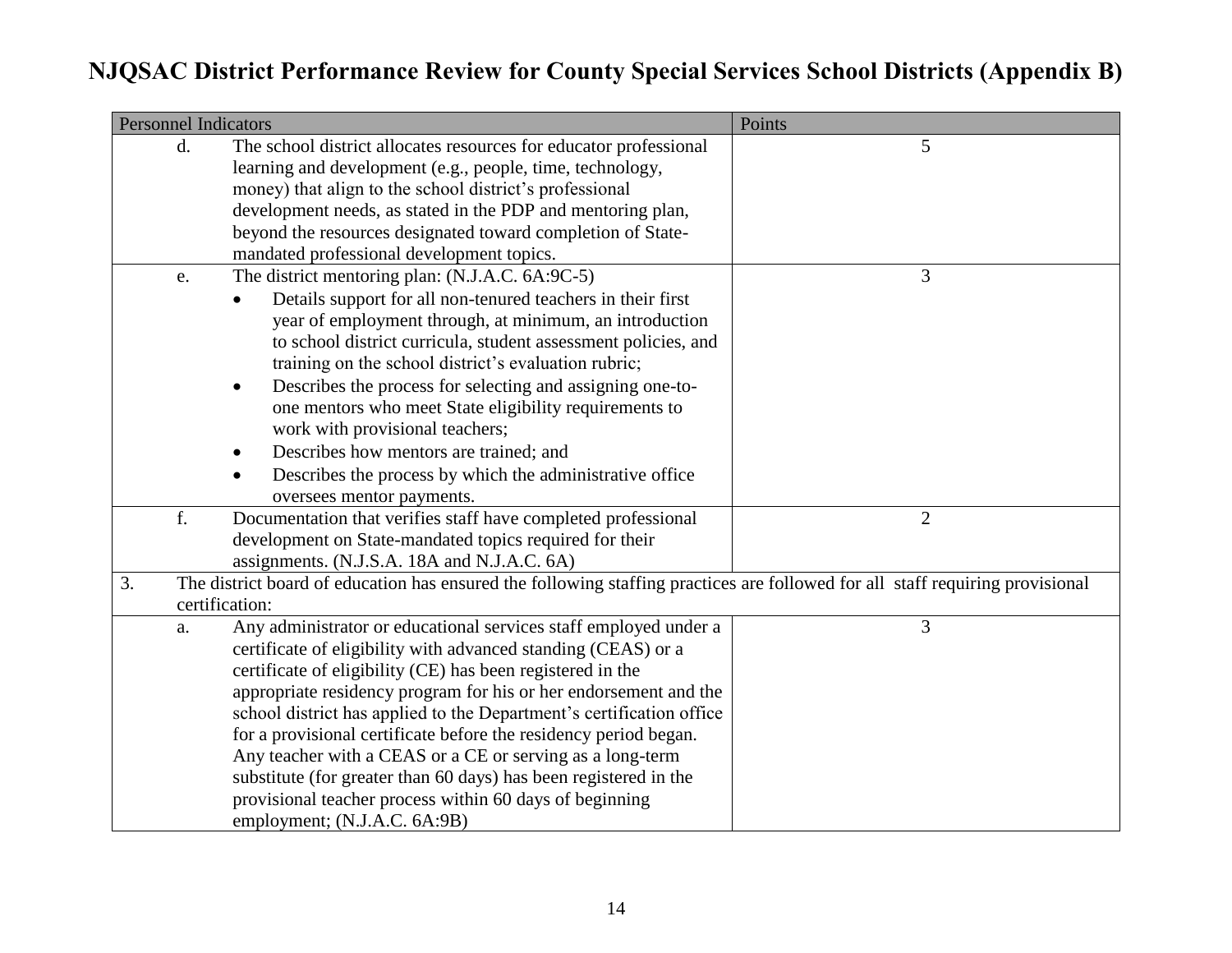# NJQSAC District Performance Review for County Special Services School Districts (Appendix B)

| Personnel Indicators | Points |
|---|---|
| d. The school district allocates resources for educator professional learning and development (e.g., people, time, technology, money) that align to the school district's professional development needs, as stated in the PDP and mentoring plan, beyond the resources designated toward completion of State-mandated professional development topics. | 5 |
| e. The district mentoring plan: (N.J.A.C. 6A:9C-5)<br>• Details support for all non-tenured teachers in their first year of employment through, at minimum, an introduction to school district curricula, student assessment policies, and training on the school district's evaluation rubric;<br>• Describes the process for selecting and assigning one-to-one mentors who meet State eligibility requirements to work with provisional teachers;<br>• Describes how mentors are trained; and<br>• Describes the process by which the administrative office oversees mentor payments. | 3 |
| f. Documentation that verifies staff have completed professional development on State-mandated topics required for their assignments. (N.J.S.A. 18A and N.J.A.C. 6A) | 2 |
| 3. The district board of education has ensured the following staffing practices are followed for all staff requiring provisional certification: | |
| a. Any administrator or educational services staff employed under a certificate of eligibility with advanced standing (CEAS) or a certificate of eligibility (CE) has been registered in the appropriate residency program for his or her endorsement and the school district has applied to the Department's certification office for a provisional certificate before the residency period began. Any teacher with a CEAS or a CE or serving as a long-term substitute (for greater than 60 days) has been registered in the provisional teacher process within 60 days of beginning employment; (N.J.A.C. 6A:9B) | 3 |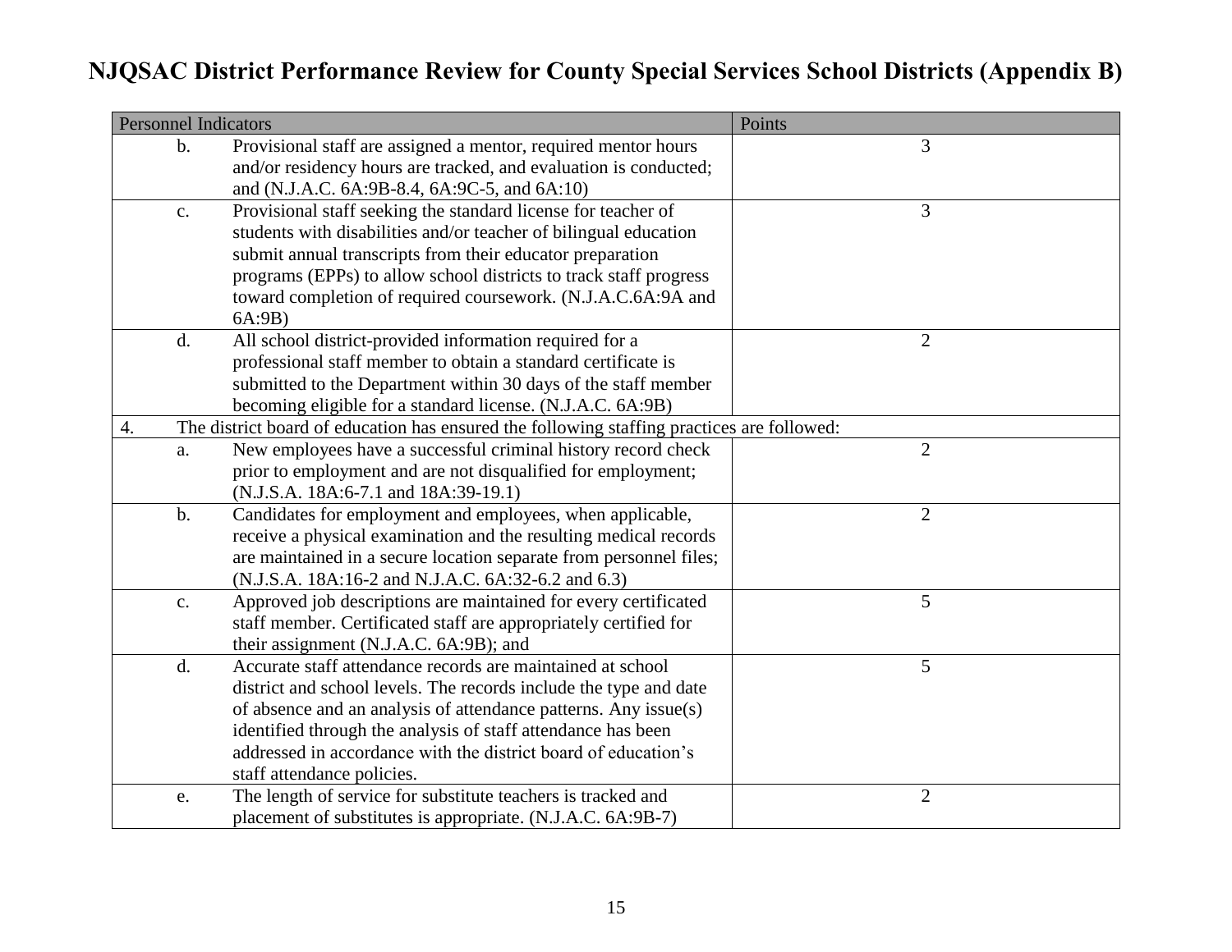# NJQSAC District Performance Review for County Special Services School Districts (Appendix B)

| Personnel Indicators | Points |
|---|---|
| b. Provisional staff are assigned a mentor, required mentor hours and/or residency hours are tracked, and evaluation is conducted; and (N.J.A.C. 6A:9B-8.4, 6A:9C-5, and 6A:10) | 3 |
| c. Provisional staff seeking the standard license for teacher of students with disabilities and/or teacher of bilingual education submit annual transcripts from their educator preparation programs (EPPs) to allow school districts to track staff progress toward completion of required coursework. (N.J.A.C.6A:9A and 6A:9B) | 3 |
| d. All school district-provided information required for a professional staff member to obtain a standard certificate is submitted to the Department within 30 days of the staff member becoming eligible for a standard license. (N.J.A.C. 6A:9B) | 2 |
| 4. The district board of education has ensured the following staffing practices are followed: | |
| a. New employees have a successful criminal history record check prior to employment and are not disqualified for employment; (N.J.S.A. 18A:6-7.1 and 18A:39-19.1) | 2 |
| b. Candidates for employment and employees, when applicable, receive a physical examination and the resulting medical records are maintained in a secure location separate from personnel files; (N.J.S.A. 18A:16-2 and N.J.A.C. 6A:32-6.2 and 6.3) | 2 |
| c. Approved job descriptions are maintained for every certificated staff member. Certificated staff are appropriately certified for their assignment (N.J.A.C. 6A:9B); and | 5 |
| d. Accurate staff attendance records are maintained at school district and school levels. The records include the type and date of absence and an analysis of attendance patterns. Any issue(s) identified through the analysis of staff attendance has been addressed in accordance with the district board of education's staff attendance policies. | 5 |
| e. The length of service for substitute teachers is tracked and placement of substitutes is appropriate. (N.J.A.C. 6A:9B-7) | 2 |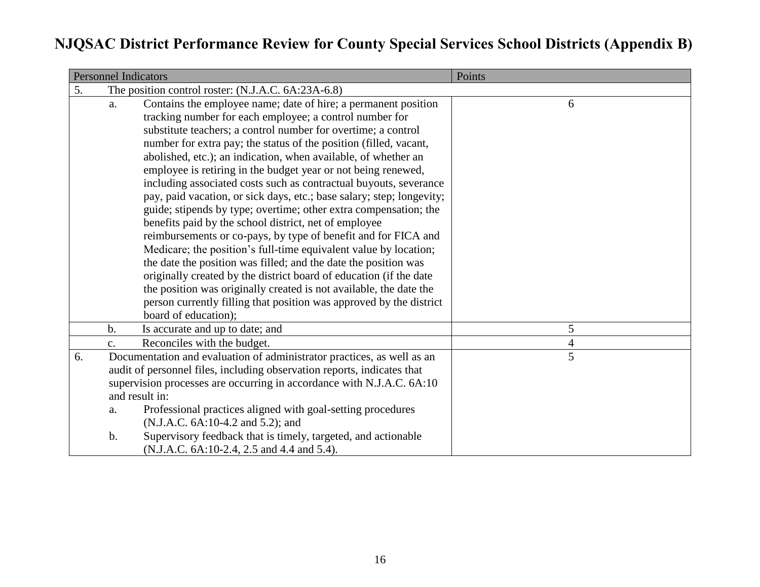# NJQSAC District Performance Review for County Special Services School Districts (Appendix B)

| Personnel Indicators | Points |
|---|---|
| 5. The position control roster: (N.J.A.C. 6A:23A-6.8) | |
| a. Contains the employee name; date of hire; a permanent position tracking number for each employee; a control number for substitute teachers; a control number for overtime; a control number for extra pay; the status of the position (filled, vacant, abolished, etc.); an indication, when available, of whether an employee is retiring in the budget year or not being renewed, including associated costs such as contractual buyouts, severance pay, paid vacation, or sick days, etc.; base salary; step; longevity; guide; stipends by type; overtime; other extra compensation; the benefits paid by the school district, net of employee reimbursements or co-pays, by type of benefit and for FICA and Medicare; the position's full-time equivalent value by location; the date the position was filled; and the date the position was originally created by the district board of education (if the date the position was originally created is not available, the date the person currently filling that position was approved by the district board of education); | 6 |
| b. Is accurate and up to date; and | 5 |
| c. Reconciles with the budget. | 4 |
| 6. Documentation and evaluation of administrator practices, as well as an audit of personnel files, including observation reports, indicates that supervision processes are occurring in accordance with N.J.A.C. 6A:10 and result in:<br>a. Professional practices aligned with goal-setting procedures (N.J.A.C. 6A:10-4.2 and 5.2); and<br>b. Supervisory feedback that is timely, targeted, and actionable (N.J.A.C. 6A:10-2.4, 2.5 and 4.4 and 5.4). | 5 |